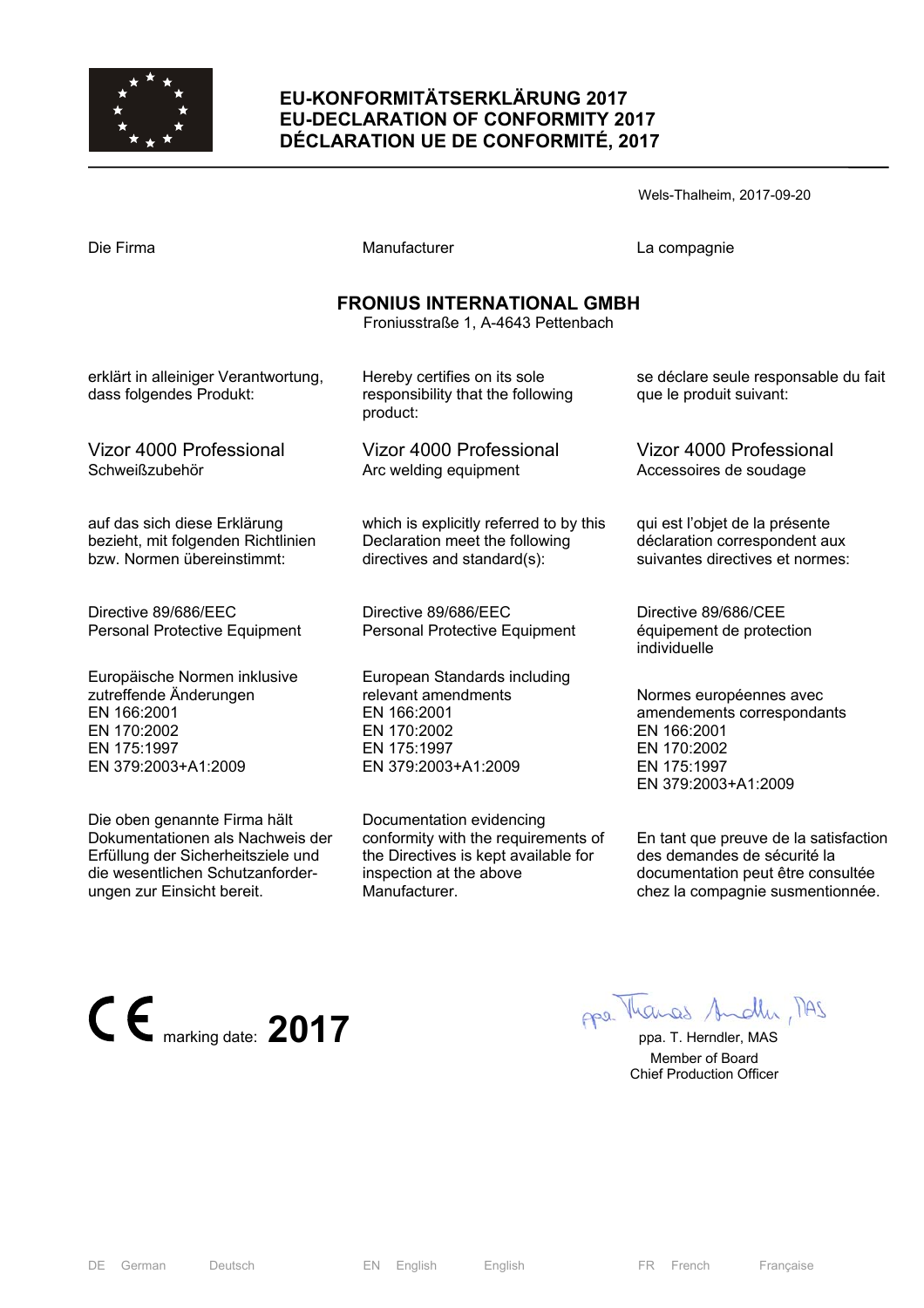# EU-KONFORMITÄTSERKLÄRUNG 2017
# EU-DECLARATION OF CONFORMITY 2017
# DÉCLARATION UE DE CONFORMITÉ, 2017

Wels-Thalheim, 2017-09-20

Die Firma

Manufacturer

La compagnie

**FRONIUS INTERNATIONAL GMBH**
Froniusstraße 1, A-4643 Pettenbach

erklärt in alleiniger Verantwortung, dass folgendes Produkt:

Vizor 4000 Professional
Schweißzubehör

auf das sich diese Erklärung bezieht, mit folgenden Richtlinien bzw. Normen übereinstimmt:

Directive 89/686/EEC
Personal Protective Equipment

Europäische Normen inklusive zutreffende Änderungen
EN 166:2001
EN 170:2002
EN 175:1997
EN 379:2003+A1:2009

Die oben genannte Firma hält Dokumentationen als Nachweis der Erfüllung der Sicherheitsziele und die wesentlichen Schutzanforderungen zur Einsicht bereit.

Hereby certifies on its sole responsibility that the following product:

Vizor 4000 Professional
Arc welding equipment

which is explicitly referred to by this Declaration meet the following directives and standard(s):

Directive 89/686/EEC
Personal Protective Equipment

European Standards including relevant amendments
EN 166:2001
EN 170:2002
EN 175:1997
EN 379:2003+A1:2009

Documentation evidencing conformity with the requirements of the Directives is kept available for inspection at the above Manufacturer.

se déclare seule responsable du fait que le produit suivant:

Vizor 4000 Professional
Accessoires de soudage

qui est l'objet de la présente déclaration correspondent aux suivantes directives et normes:

Directive 89/686/CEE
équipement de protection individuelle

Normes européennes avec amendements correspondants
EN 166:2001
EN 170:2002
EN 175:1997
EN 379:2003+A1:2009

En tant que preuve de la satisfaction des demandes de sécurité la documentation peut être consultée chez la compagnie susmentionnée.

CE marking date: **2017**

ppa. Thomas Herndler, MAS

ppa. T. Herndler, MAS
Member of Board
Chief Production Officer

DE German Deutsch EN English English FR French Française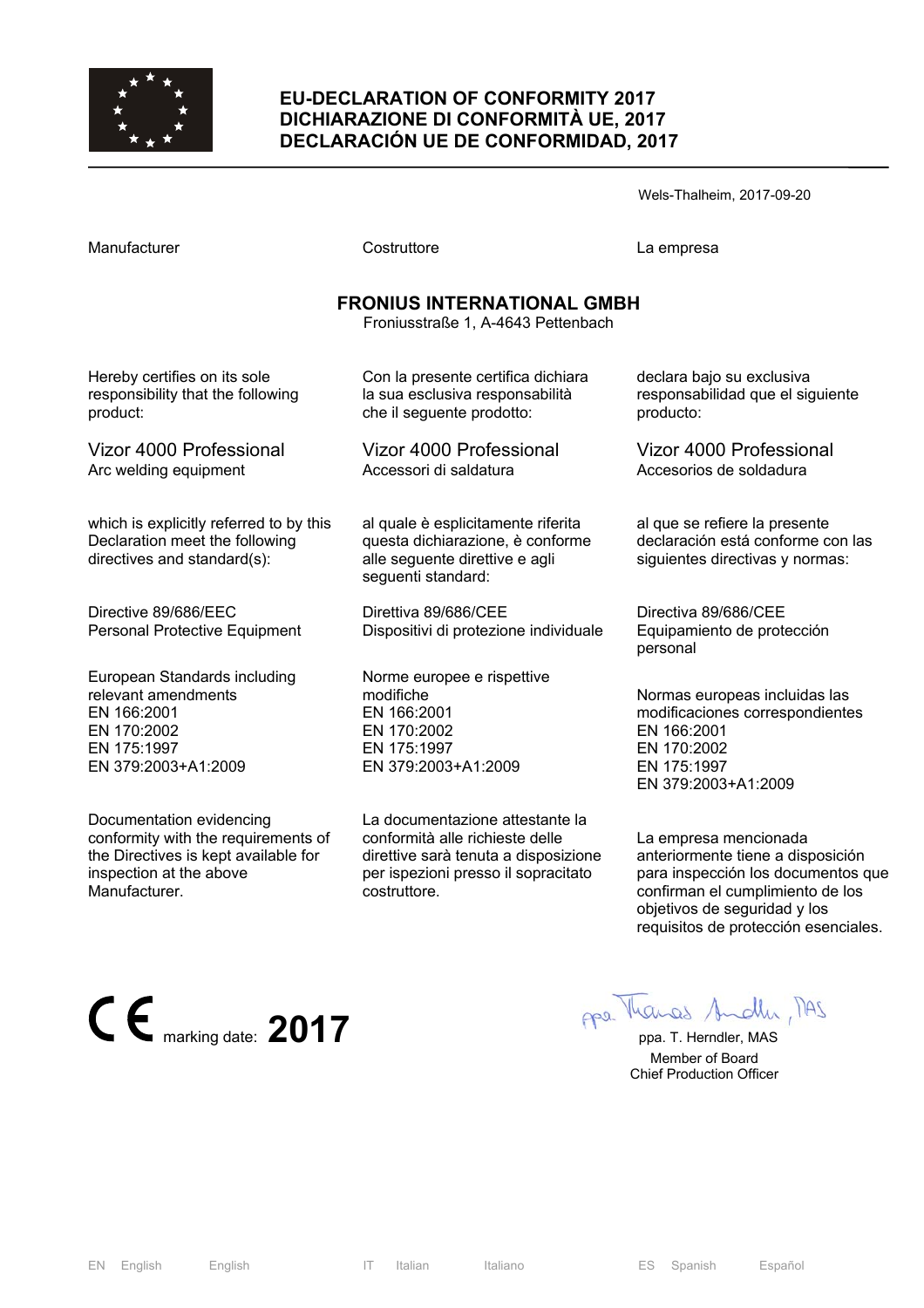# EU-DECLARATION OF CONFORMITY 2017
# DICHIARAZIONE DI CONFORMITÀ UE, 2017
# DECLARACIÓN UE DE CONFORMIDAD, 2017

Wels-Thalheim, 2017-09-20

Manufacturer

**FRONIUS INTERNATIONAL GMBH**
Froniusstraße 1, A-4643 Pettenbach

Hereby certifies on its sole responsibility that the following product:

Vizor 4000 Professional
Arc welding equipment

which is explicitly referred to by this Declaration meet the following directives and standard(s):

Directive 89/686/EEC
Personal Protective Equipment

European Standards including relevant amendments
EN 166:2001
EN 170:2002
EN 175:1997
EN 379:2003+A1:2009

Documentation evidencing conformity with the requirements of the Directives is kept available for inspection at the above Manufacturer.

Costruttore

Con la presente certifica dichiara la sua esclusiva responsabilità che il seguente prodotto:

Vizor 4000 Professional
Accessori di saldatura

al quale è esplicitamente riferita questa dichiarazione, è conforme alle seguente direttive e agli seguenti standard:

Direttiva 89/686/CEE
Dispositivi di protezione individuale

Norme europee e rispettive modifiche
EN 166:2001
EN 170:2002
EN 175:1997
EN 379:2003+A1:2009

La documentazione attestante la conformità alle richieste delle direttive sarà tenuta a disposizione per ispezioni presso il sopracitato costruttore.

La empresa

declara bajo su exclusiva responsabilidad que el siguiente producto:

Vizor 4000 Professional
Accesorios de soldadura

al que se refiere la presente declaración está conforme con las siguientes directivas y normas:

Directiva 89/686/CEE
Equipamiento de protección personal

Normas europeas incluidas las modificaciones correspondientes
EN 166:2001
EN 170:2002
EN 175:1997
EN 379:2003+A1:2009

La empresa mencionada anteriormente tiene a disposición para inspección los documentos que confirman el cumplimiento de los objetivos de seguridad y los requisitos de protección esenciales.

CE marking date: **2017**

ppa. T. Herndler, MAS
Member of Board
Chief Production Officer

EN English English IT Italian Italiano ES Spanish Español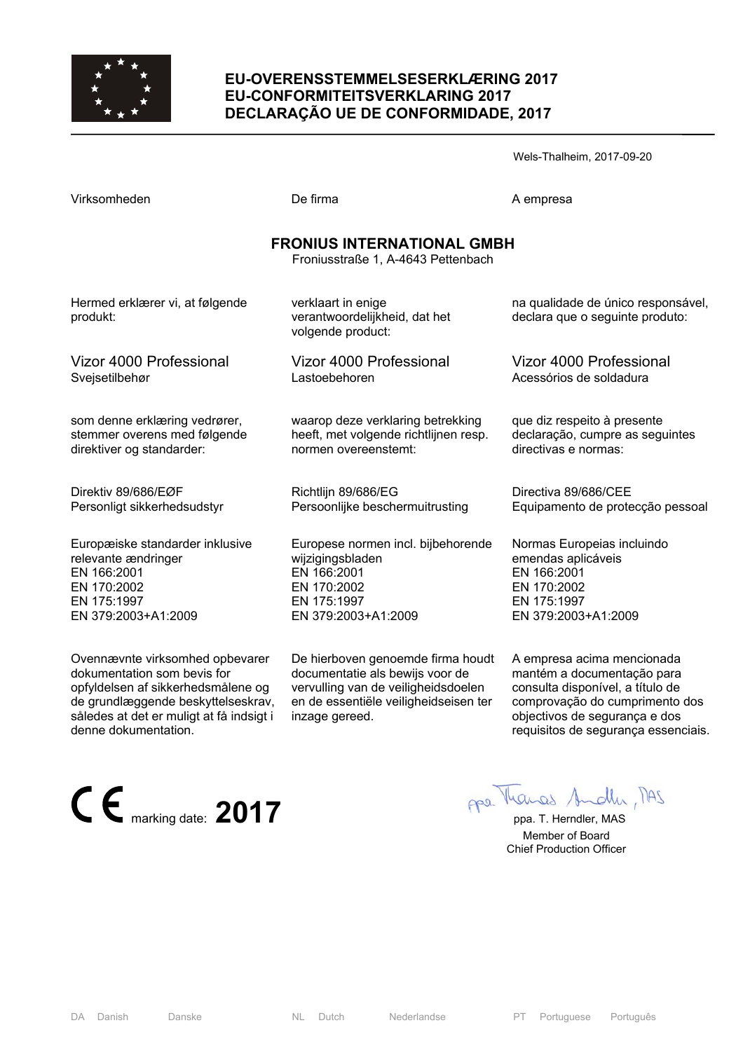# EU-OVERENSSTEMMELSESERKLÆRING 2017
# EU-CONFORMITEITSVERKLARING 2017
# DECLARAÇÃO UE DE CONFORMIDADE, 2017

Wels-Thalheim, 2017-09-20

| Virksomheden | De firma | A empresa |
|---|---|---|

**FRONIUS INTERNATIONAL GMBH**
Froniusstraße 1, A-4643 Pettenbach

| | | |
|---|---|---|
| Hermed erklærer vi, at følgende produkt: | verklaart in enige verantwoordelijkheid, dat het volgende product: | na qualidade de único responsável, declara que o seguinte produto: |
| Vizor 4000 Professional<br>Svejsetilbehør | Vizor 4000 Professional<br>Lastoebehoren | Vizor 4000 Professional<br>Acessórios de soldadura |
| som denne erklæring vedrører, stemmer overens med følgende direktiver og standarder: | waarop deze verklaring betrekking heeft, met volgende richtlijnen resp. normen overeenstemt: | que diz respeito à presente declaração, cumpre as seguintes directivas e normas: |
| Direktiv 89/686/EØF<br>Personligt sikkerhedsudstyr | Richtlijn 89/686/EG<br>Persoonlijke beschermuitrusting | Directiva 89/686/CEE<br>Equipamento de protecção pessoal |
| Europæiske standarder inklusive relevante ændringer<br>EN 166:2001<br>EN 170:2002<br>EN 175:1997<br>EN 379:2003+A1:2009 | Europese normen incl. bijbehorende wijzigingsbladen<br>EN 166:2001<br>EN 170:2002<br>EN 175:1997<br>EN 379:2003+A1:2009 | Normas Europeias incluindo emendas aplicáveis<br>EN 166:2001<br>EN 170:2002<br>EN 175:1997<br>EN 379:2003+A1:2009 |
| Ovennævnte virksomhed opbevarer dokumentation som bevis for opfyldelsen af sikkerhedsmålene og de grundlæggende beskyttelseskrav, således at det er muligt at få indsigt i denne dokumentation. | De hierboven genoemde firma houdt documentatie als bewijs voor de vervulling van de veiligheidsdoelen en de essentiële veiligheidseisen ter inzage gereed. | A empresa acima mencionada mantém a documentação para consulta disponível, a título de comprovação do cumprimento dos objectivos de segurança e dos requisitos de segurança essenciais. |

CE marking date: **2017**

ppa. Thomas Herndler, MAS
ppa. T. Herndler, MAS
Member of Board
Chief Production Officer

DA Danish Danske | NL Dutch Nederlandse | PT Portuguese Português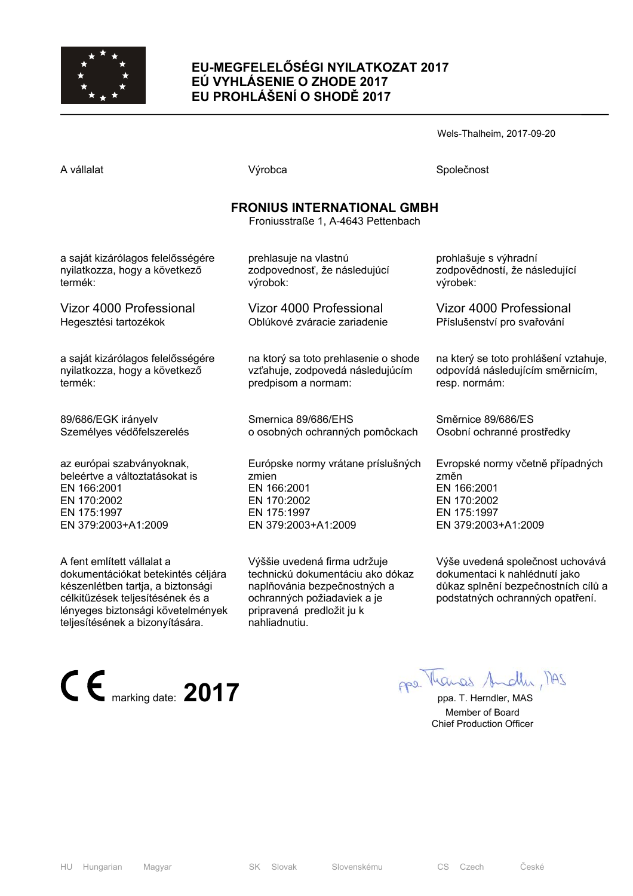# EU-MEGFELELŐSÉGI NYILATKOZAT 2017
# EÚ VYHLÁSENIE O ZHODE 2017
# EU PROHLÁŠENÍ O SHODĚ 2017

Wels-Thalheim, 2017-09-20

| A vállalat | Výrobca | Společnost |
|---|---|---|

**FRONIUS INTERNATIONAL GMBH**
Froniusstraße 1, A-4643 Pettenbach

| | | |
|---|---|---|
| a saját kizárólagos felelősségére nyilatkozza, hogy a következő termék: | prehlasuje na vlastnú zodpovednosť, že následujúcí výrobok: | prohlašuje s výhradní zodpovědností, že následující výrobek: |
| Vizor 4000 Professional<br>Hegesztési tartozékok | Vizor 4000 Professional<br>Oblúkové zváracie zariadenie | Vizor 4000 Professional<br>Příslušenství pro svařování |
| a saját kizárólagos felelősségére nyilatkozza, hogy a következő termék: | na ktorý sa toto prehlasenie o shode vzťahuje, zodpovedá následujúcím predpisom a normam: | na který se toto prohlášení vztahuje, odpovídá následujícím směrnicím, resp. normám: |
| 89/686/EGK irányelv<br>Személyes védőfelszerelés | Smernica 89/686/EHS<br>o osobných ochranných pomôckach | Směrnice 89/686/ES<br>Osobní ochranné prostředky |
| az európai szabványoknak, beleértve a változtatásokat is<br>EN 166:2001<br>EN 170:2002<br>EN 175:1997<br>EN 379:2003+A1:2009 | Európske normy vrátane príslušných zmien<br>EN 166:2001<br>EN 170:2002<br>EN 175:1997<br>EN 379:2003+A1:2009 | Evropské normy včetně případných změn<br>EN 166:2001<br>EN 170:2002<br>EN 175:1997<br>EN 379:2003+A1:2009 |
| A fent említett vállalat a dokumentációkat betekintés céljára készenlétben tartja, a biztonsági célkitűzések teljesítésének és a lényeges biztonsági követelmények teljesítésének a bizonyítására. | Výššie uvedená firma udržuje technickú dokumentáciu ako dókaz naplňovánia bezpečnostných a ochranných požiadaviek a je pripravená predložit ju k nahliadnutiu. | Výše uvedená společnost uchovává dokumentaci k nahlédnutí jako důkaz splnění bezpečnostních cílů a podstatných ochranných opatření. |

CE marking date: **2017**

ppa. T. Herndler, MAS
Member of Board
Chief Production Officer

HU Hungarian Magyar — SK Slovak Slovenskému — CS Czech České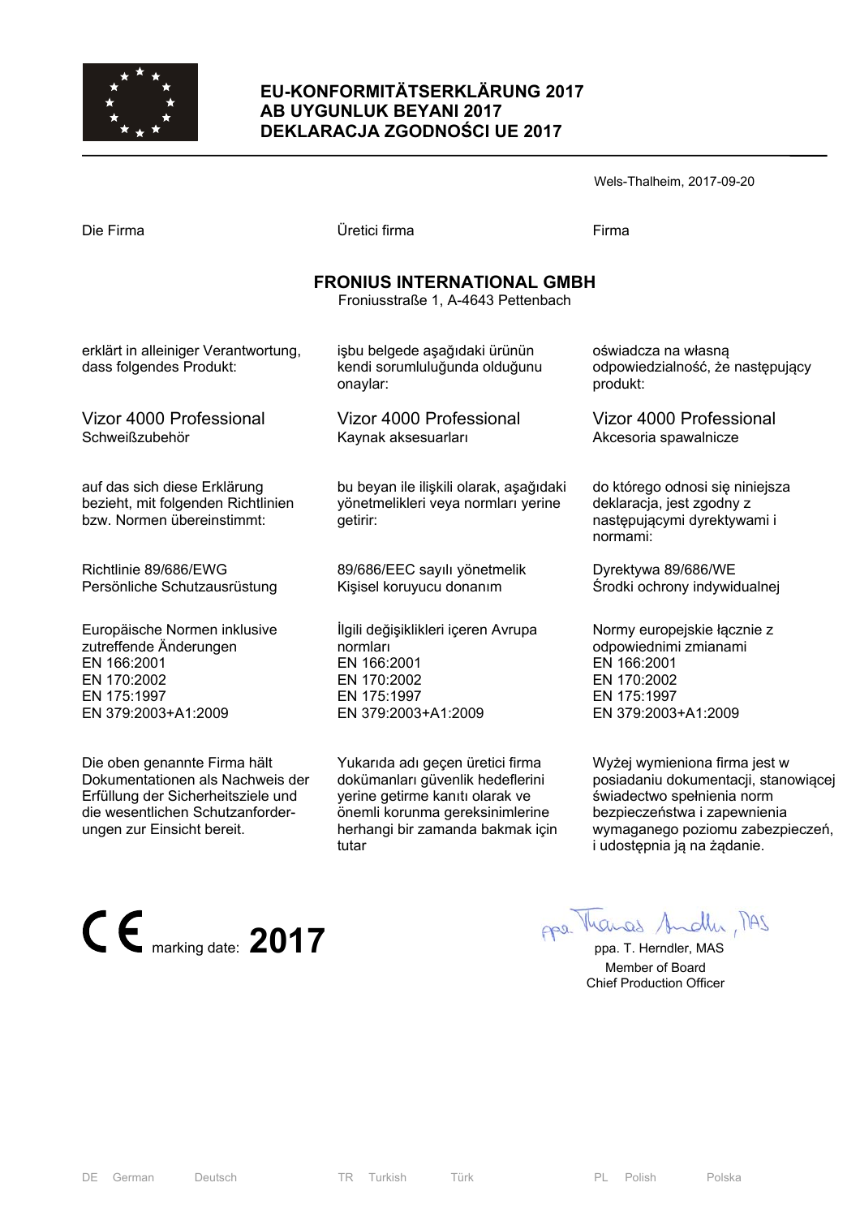# EU-KONFORMITÄTSERKLÄRUNG 2017
# AB UYGUNLUK BEYANI 2017
# DEKLARACJA ZGODNOŚCI UE 2017

Wels-Thalheim, 2017-09-20

| Deutsch | Türkçe | Polski |
|---|---|---|
| Die Firma | Üretici firma | Firma |

**FRONIUS INTERNATIONAL GMBH**
Froniusstraße 1, A-4643 Pettenbach

| Deutsch | Türkçe | Polski |
|---|---|---|
| erklärt in alleiniger Verantwortung, dass folgendes Produkt: | işbu belgede aşağıdaki ürünün kendi sorumluluğunda olduğunu onaylar: | oświadcza na własną odpowiedzialność, że następujący produkt: |
| Vizor 4000 Professional<br>Schweißzubehör | Vizor 4000 Professional<br>Kaynak aksesuarları | Vizor 4000 Professional<br>Akcesoria spawalnicze |
| auf das sich diese Erklärung bezieht, mit folgenden Richtlinien bzw. Normen übereinstimmt: | bu beyan ile ilişkili olarak, aşağıdaki yönetmelikleri veya normları yerine getirir: | do którego odnosi się niniejsza deklaracja, jest zgodny z następującymi dyrektywami i normami: |
| Richtlinie 89/686/EWG<br>Persönliche Schutzausrüstung | 89/686/EEC sayılı yönetmelik<br>Kişisel koruyucu donanım | Dyrektywa 89/686/WE<br>Środki ochrony indywidualnej |
| Europäische Normen inklusive zutreffende Änderungen<br>EN 166:2001<br>EN 170:2002<br>EN 175:1997<br>EN 379:2003+A1:2009 | İlgili değişiklikleri içeren Avrupa normları<br>EN 166:2001<br>EN 170:2002<br>EN 175:1997<br>EN 379:2003+A1:2009 | Normy europejskie łącznie z odpowiednimi zmianami<br>EN 166:2001<br>EN 170:2002<br>EN 175:1997<br>EN 379:2003+A1:2009 |
| Die oben genannte Firma hält Dokumentationen als Nachweis der Erfüllung der Sicherheitsziele und die wesentlichen Schutzanforderungen zur Einsicht bereit. | Yukarıda adı geçen üretici firma dokümanları güvenlik hedeflerini yerine getirme kanıtı olarak ve önemli korunma gereksinimlerine herhangi bir zamanda bakmak için tutar | Wyżej wymieniona firma jest w posiadaniu dokumentacji, stanowiącej świadectwo spełnienia norm bezpieczeństwa i zapewnienia wymaganego poziomu zabezpieczeń, i udostępnia ją na żądanie. |

CE marking date: **2017**

ppa. T. Herndler, MAS
Member of Board
Chief Production Officer

DE German Deutsch | TR Turkish Türk | PL Polish Polska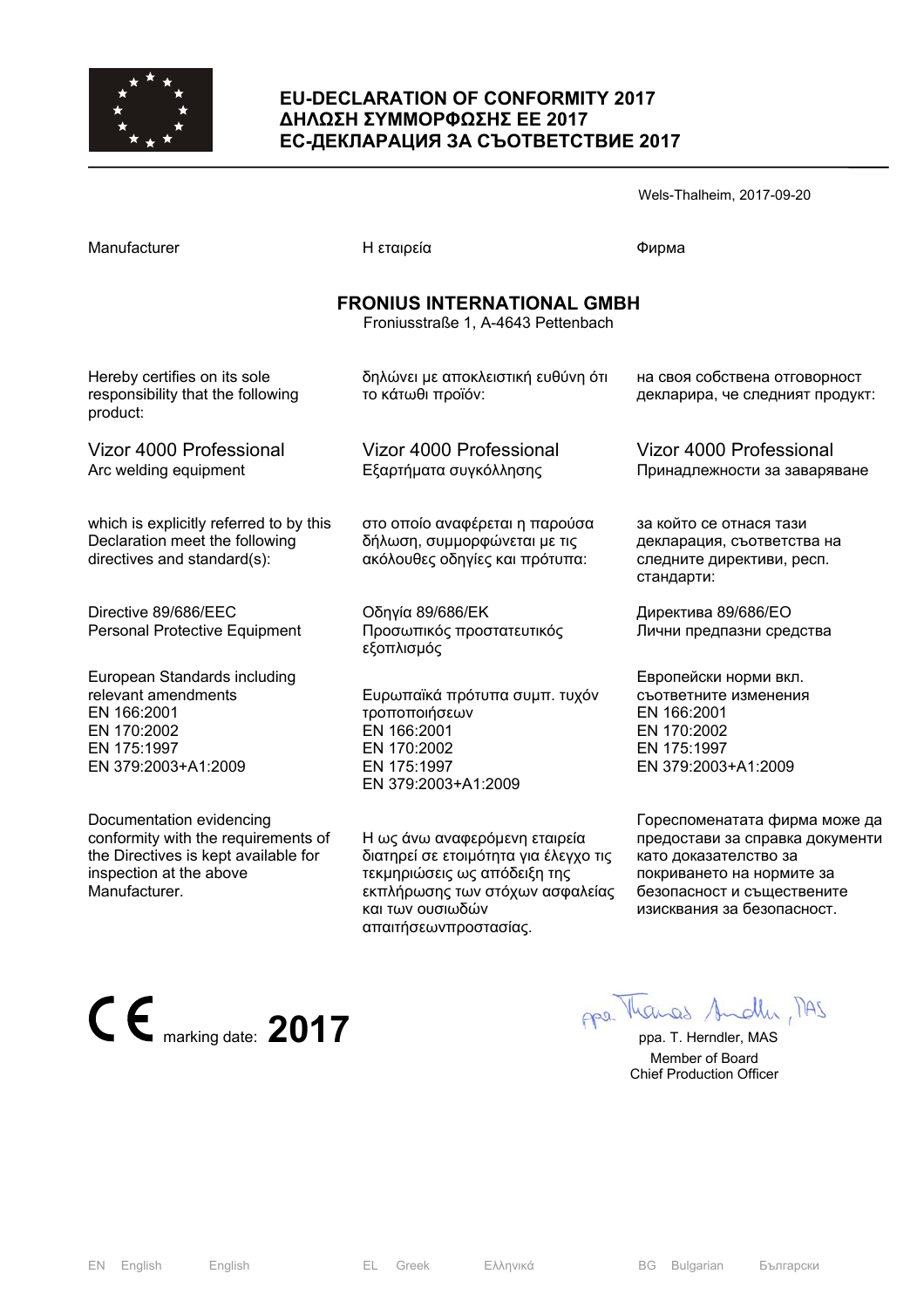# EU-DECLARATION OF CONFORMITY 2017
# ΔΗΛΩΣΗ ΣΥΜΜΟΡΦΩΣΗΣ ΕΕ 2017
# ЕС-ДЕКЛАРАЦИЯ ЗА СЪОТВЕТСТВИЕ 2017

Wels-Thalheim, 2017-09-20

| | | |
|---|---|---|
| Manufacturer | Η εταιρεία | Фирма |

**FRONIUS INTERNATIONAL GMBH**
Froniusstraße 1, A-4643 Pettenbach

| | | |
|---|---|---|
| Hereby certifies on its sole responsibility that the following product: | δηλώνει με αποκλειστική ευθύνη ότι το κάτωθι προϊόν: | на своя собствена отговорност декларира, че следният продукт: |
| Vizor 4000 Professional<br>Arc welding equipment | Vizor 4000 Professional<br>Εξαρτήματα συγκόλλησης | Vizor 4000 Professional<br>Принадлежности за заваряване |
| which is explicitly referred to by this Declaration meet the following directives and standard(s): | στο οποίο αναφέρεται η παρούσα δήλωση, συμμορφώνεται με τις ακόλουθες οδηγίες και πρότυπα: | за който се отнася тази декларация, съответства на следните директиви, респ. стандарти: |
| Directive 89/686/EEC<br>Personal Protective Equipment | Οδηγία 89/686/ΕΚ<br>Προσωπικός προστατευτικός εξοπλισμός | Директива 89/686/ЕО<br>Лични предпазни средства |
| European Standards including relevant amendments<br>EN 166:2001<br>EN 170:2002<br>EN 175:1997<br>EN 379:2003+A1:2009 | Ευρωπαϊκά πρότυπα συμπ. τυχόν τροποποιήσεων<br>EN 166:2001<br>EN 170:2002<br>EN 175:1997<br>EN 379:2003+A1:2009 | Европейски норми вкл. съответните изменения<br>EN 166:2001<br>EN 170:2002<br>EN 175:1997<br>EN 379:2003+A1:2009 |
| Documentation evidencing conformity with the requirements of the Directives is kept available for inspection at the above Manufacturer. | Η ως άνω αναφερόμενη εταιρεία διατηρεί σε ετοιμότητα για έλεγχο τις τεκμηριώσεις ως απόδειξη της εκπλήρωσης των στόχων ασφαλείας και των ουσιωδών απαιτήσεωνπροστασίας. | Гореспоменатата фирма може да предостави за справка документи като доказателство за покриването на нормите за безопасност и съществените изисквания за безопасност. |

CE marking date: **2017**

ppa. T. Herndler, MAS
Member of Board
Chief Production Officer

EN English English | EL Greek Ελληνικά | BG Bulgarian Български